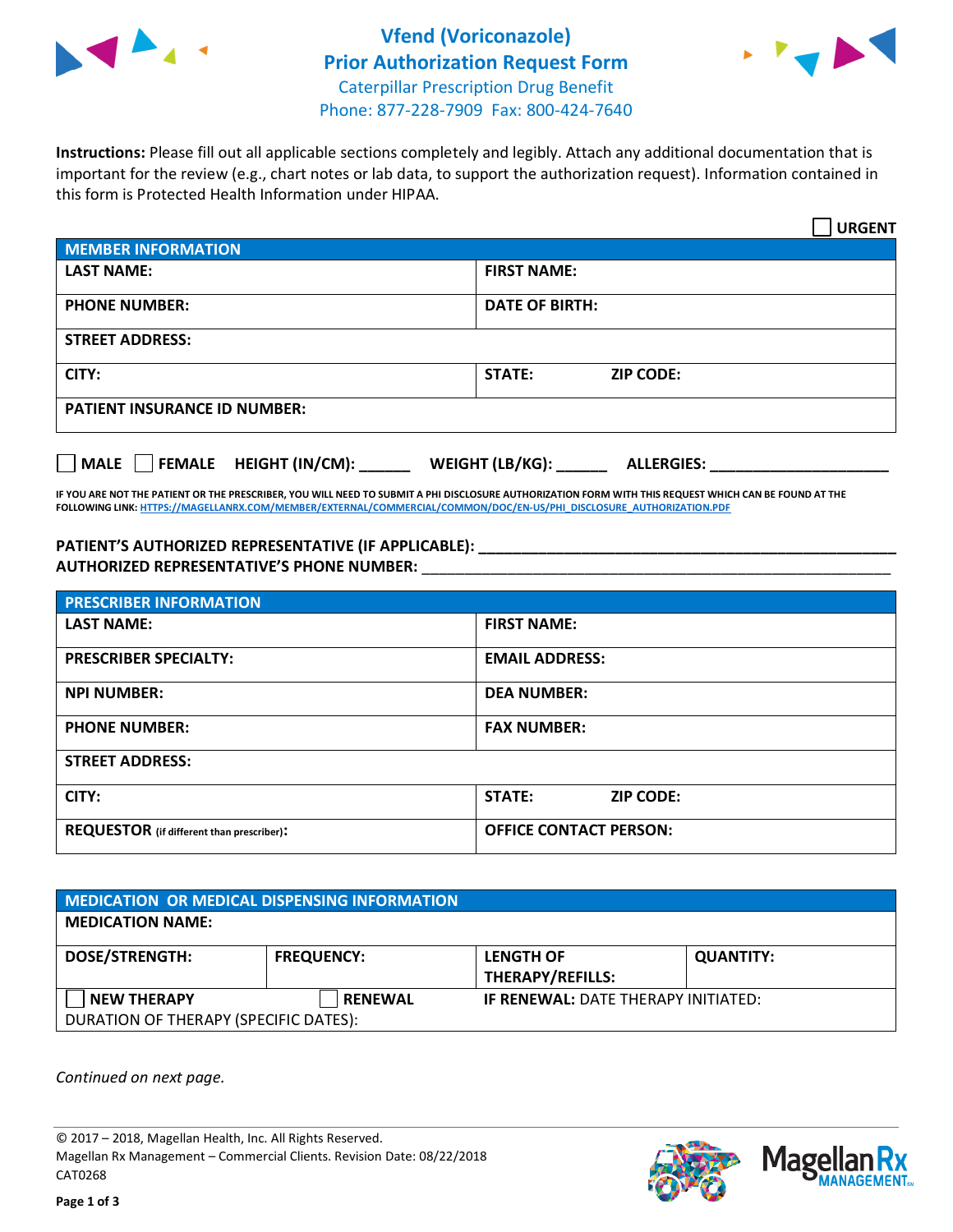# Vfend (Voriconazole)
## Prior Authorization Request Form

Caterpillar Prescription Drug Benefit
Phone: 877-228-7909 Fax: 800-424-7640

**Instructions:** Please fill out all applicable sections completely and legibly. Attach any additional documentation that is important for the review (e.g., chart notes or lab data, to support the authorization request). Information contained in this form is Protected Health Information under HIPAA.

☐ **URGENT**

| **MEMBER INFORMATION** | |
|---|---|
| **LAST NAME:** | **FIRST NAME:** |
| **PHONE NUMBER:** | **DATE OF BIRTH:** |
| **STREET ADDRESS:** | |
| **CITY:** | **STATE:** **ZIP CODE:** |
| **PATIENT INSURANCE ID NUMBER:** | |

☐ **MALE** ☐ **FEMALE** **HEIGHT (IN/CM):** ______ **WEIGHT (LB/KG):** ______ **ALLERGIES:** ____________________

**IF YOU ARE NOT THE PATIENT OR THE PRESCRIBER, YOU WILL NEED TO SUBMIT A PHI DISCLOSURE AUTHORIZATION FORM WITH THIS REQUEST WHICH CAN BE FOUND AT THE FOLLOWING LINK:** HTTPS://MAGELLANRX.COM/MEMBER/EXTERNAL/COMMERCIAL/COMMON/DOC/EN-US/PHI_DISCLOSURE_AUTHORIZATION.PDF

**PATIENT'S AUTHORIZED REPRESENTATIVE (IF APPLICABLE):** ____________________________________________
**AUTHORIZED REPRESENTATIVE'S PHONE NUMBER:** ____________________________________________

| **PRESCRIBER INFORMATION** | |
|---|---|
| **LAST NAME:** | **FIRST NAME:** |
| **PRESCRIBER SPECIALTY:** | **EMAIL ADDRESS:** |
| **NPI NUMBER:** | **DEA NUMBER:** |
| **PHONE NUMBER:** | **FAX NUMBER:** |
| **STREET ADDRESS:** | |
| **CITY:** | **STATE:** **ZIP CODE:** |
| **REQUESTOR** (if different than prescriber)**:** | **OFFICE CONTACT PERSON:** |

| **MEDICATION OR MEDICAL DISPENSING INFORMATION** | | | |
|---|---|---|---|
| **MEDICATION NAME:** | | | |
| **DOSE/STRENGTH:** | **FREQUENCY:** | **LENGTH OF THERAPY/REFILLS:** | **QUANTITY:** |
| ☐ **NEW THERAPY** | ☐ **RENEWAL** | **IF RENEWAL:** DATE THERAPY INITIATED: | |
| DURATION OF THERAPY (SPECIFIC DATES): | | | |

*Continued on next page.*

© 2017 – 2018, Magellan Health, Inc. All Rights Reserved.
Magellan Rx Management – Commercial Clients. Revision Date: 08/22/2018
CAT0268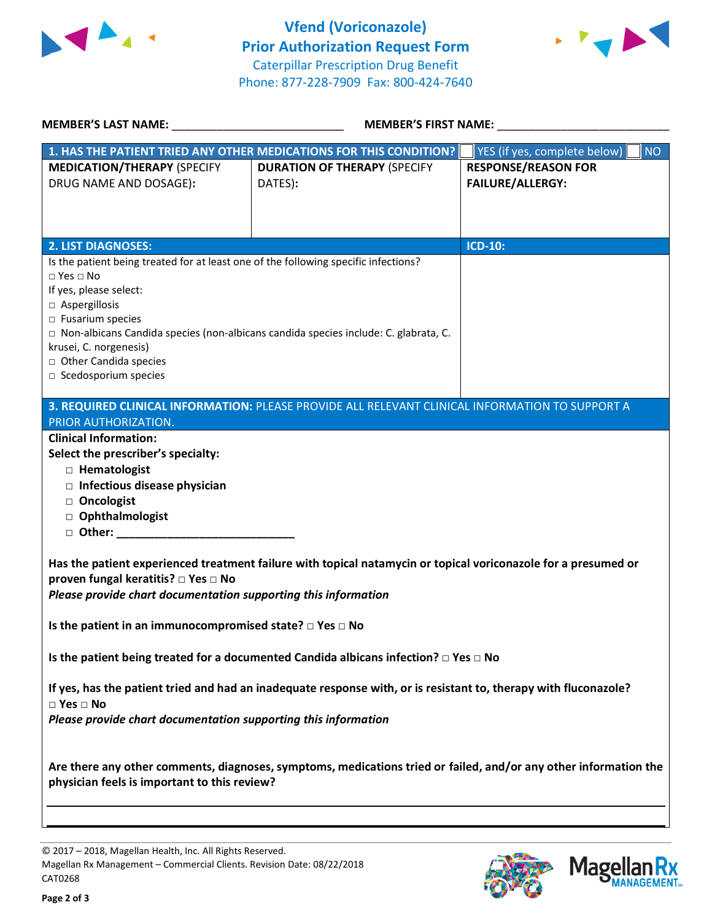# Vfend (Voriconazole)
## Prior Authorization Request Form
Caterpillar Prescription Drug Benefit
Phone: 877-228-7909 Fax: 800-424-7640

**MEMBER'S LAST NAME:** ___________________________ **MEMBER'S FIRST NAME:** ___________________________

| **1. HAS THE PATIENT TRIED ANY OTHER MEDICATIONS FOR THIS CONDITION?** | | ☐ YES (if yes, complete below) ☐ NO |
|---|---|---|
| **MEDICATION/THERAPY** (SPECIFY DRUG NAME AND DOSAGE): | **DURATION OF THERAPY** (SPECIFY DATES): | **RESPONSE/REASON FOR FAILURE/ALLERGY:** |
| | | |

| **2. LIST DIAGNOSES:** | **ICD-10:** |
|---|---|
| Is the patient being treated for at least one of the following specific infections?<br>□ Yes □ No<br>If yes, please select:<br>□ Aspergillosis<br>□ Fusarium species<br>□ Non-albicans Candida species (non-albicans candida species include: C. glabrata, C. krusei, C. norgenesis)<br>□ Other Candida species<br>□ Scedosporium species | |

**3. REQUIRED CLINICAL INFORMATION:** PLEASE PROVIDE ALL RELEVANT CLINICAL INFORMATION TO SUPPORT A PRIOR AUTHORIZATION.

**Clinical Information:**

**Select the prescriber's specialty:**

- □ **Hematologist**
- □ **Infectious disease physician**
- □ **Oncologist**
- □ **Ophthalmologist**
- □ **Other: ___________________________**

**Has the patient experienced treatment failure with topical natamycin or topical voriconazole for a presumed or proven fungal keratitis?** □ **Yes** □ **No**

***Please provide chart documentation supporting this information***

**Is the patient in an immunocompromised state?** □ **Yes** □ **No**

**Is the patient being treated for a documented Candida albicans infection?** □ **Yes** □ **No**

**If yes, has the patient tried and had an inadequate response with, or is resistant to, therapy with fluconazole?**
□ **Yes** □ **No**

***Please provide chart documentation supporting this information***

**Are there any other comments, diagnoses, symptoms, medications tried or failed, and/or any other information the physician feels is important to this review?**

___________________________________________________________________________

___________________________________________________________________________

© 2017 – 2018, Magellan Health, Inc. All Rights Reserved.
Magellan Rx Management – Commercial Clients. Revision Date: 08/22/2018
CAT0268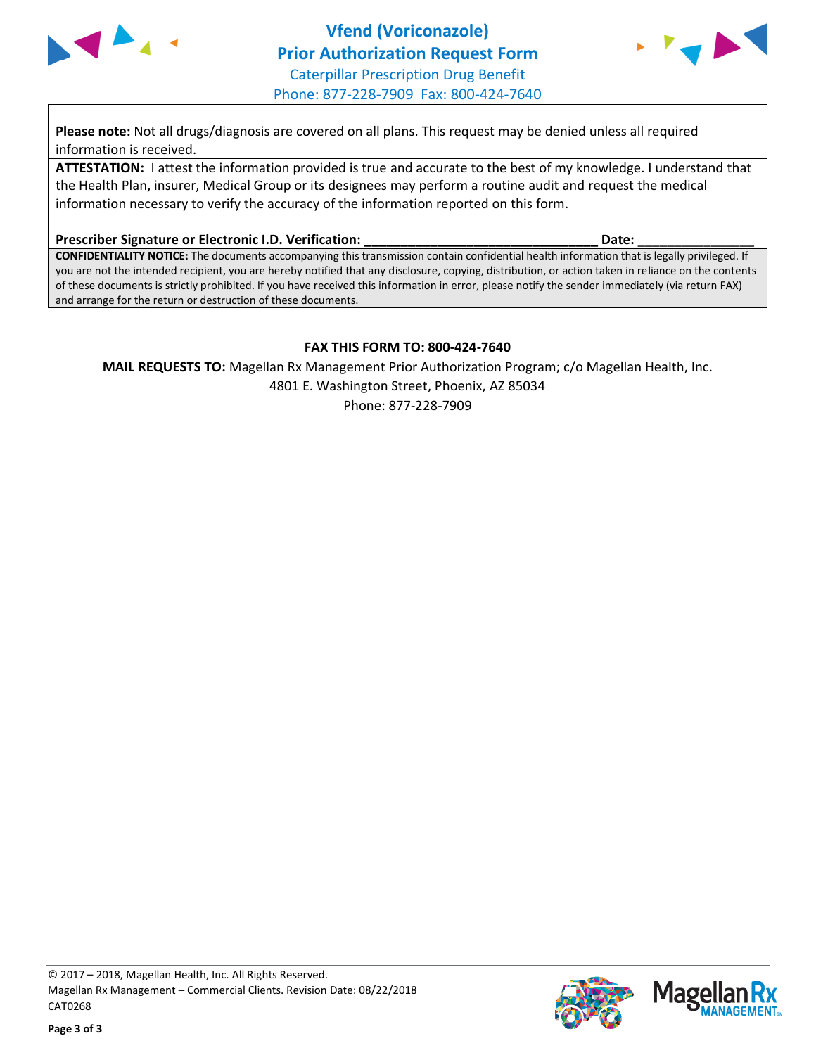**Please note:** Not all drugs/diagnosis are covered on all plans. This request may be denied unless all required information is received.

**ATTESTATION:** I attest the information provided is true and accurate to the best of my knowledge. I understand that the Health Plan, insurer, Medical Group or its designees may perform a routine audit and request the medical information necessary to verify the accuracy of the information reported on this form.

**Prescriber Signature or Electronic I.D. Verification:** ______________________________ **Date:** _______________

**CONFIDENTIALITY NOTICE:** The documents accompanying this transmission contain confidential health information that is legally privileged. If you are not the intended recipient, you are hereby notified that any disclosure, copying, distribution, or action taken in reliance on the contents of these documents is strictly prohibited. If you have received this information in error, please notify the sender immediately (via return FAX) and arrange for the return or destruction of these documents.

**FAX THIS FORM TO: 800-424-7640**

**MAIL REQUESTS TO:** Magellan Rx Management Prior Authorization Program; c/o Magellan Health, Inc.
4801 E. Washington Street, Phoenix, AZ 85034
Phone: 877-228-7909

© 2017 – 2018, Magellan Health, Inc. All Rights Reserved.
Magellan Rx Management – Commercial Clients. Revision Date: 08/22/2018
CAT0268